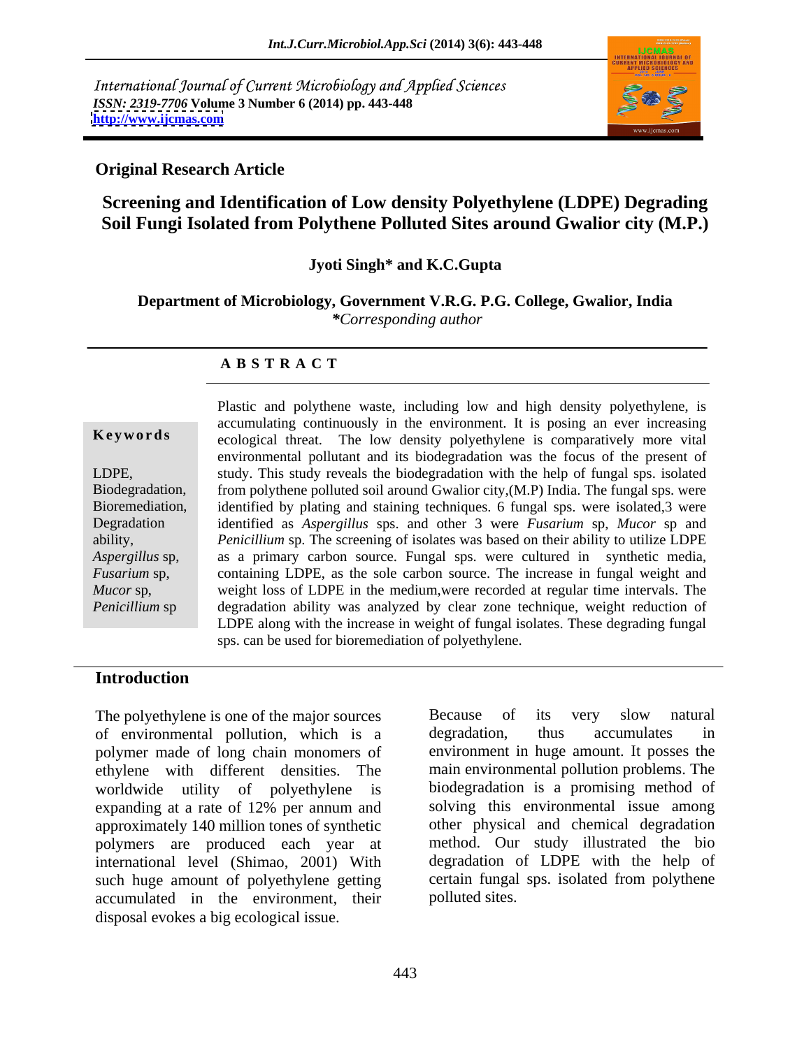International Journal of Current Microbiology and Applied Sciences
*ISSN: 2319-7706* Volume 3 Number 6 (2014) pp. 443-448
http://www.ijcmas.com

**Original Research Article**

# Screening and Identification of Low density Polyethylene (LDPE) Degrading Soil Fungi Isolated from Polythene Polluted Sites around Gwalior city (M.P.)

**Jyoti Singh\* and K.C.Gupta**

**Department of Microbiology, Government V.R.G. P.G. College, Gwalior, India**
*\*Corresponding author*

## ABSTRACT

**Keywords**

LDPE, Biodegradation, Bioremediation, Degradation ability, *Aspergillus* sp, *Fusarium* sp, *Mucor* sp, *Penicillium* sp

Plastic and polythene waste, including low and high density polyethylene, is accumulating continuously in the environment. It is posing an ever increasing ecological threat. The low density polyethylene is comparatively more vital environmental pollutant and its biodegradation was the focus of the present of study. This study reveals the biodegradation with the help of fungal sps. isolated from polythene polluted soil around Gwalior city,(M.P) India. The fungal sps. were identified by plating and staining techniques. 6 fungal sps. were isolated,3 were identified as *Aspergillus* sps. and other 3 were *Fusarium* sp, *Mucor* sp and *Penicillium* sp. The screening of isolates was based on their ability to utilize LDPE as a primary carbon source. Fungal sps. were cultured in synthetic media, containing LDPE, as the sole carbon source. The increase in fungal weight and weight loss of LDPE in the medium,were recorded at regular time intervals. The degradation ability was analyzed by clear zone technique, weight reduction of LDPE along with the increase in weight of fungal isolates. These degrading fungal sps. can be used for bioremediation of polyethylene.

## Introduction

The polyethylene is one of the major sources of environmental pollution, which is a polymer made of long chain monomers of ethylene with different densities. The worldwide utility of polyethylene is expanding at a rate of 12% per annum and approximately 140 million tones of synthetic polymers are produced each year at international level (Shimao, 2001) With such huge amount of polyethylene getting accumulated in the environment, their disposal evokes a big ecological issue.

Because of its very slow natural degradation, thus accumulates in environment in huge amount. It posses the main environmental pollution problems. The biodegradation is a promising method of solving this environmental issue among other physical and chemical degradation method. Our study illustrated the bio degradation of LDPE with the help of certain fungal sps. isolated from polythene polluted sites.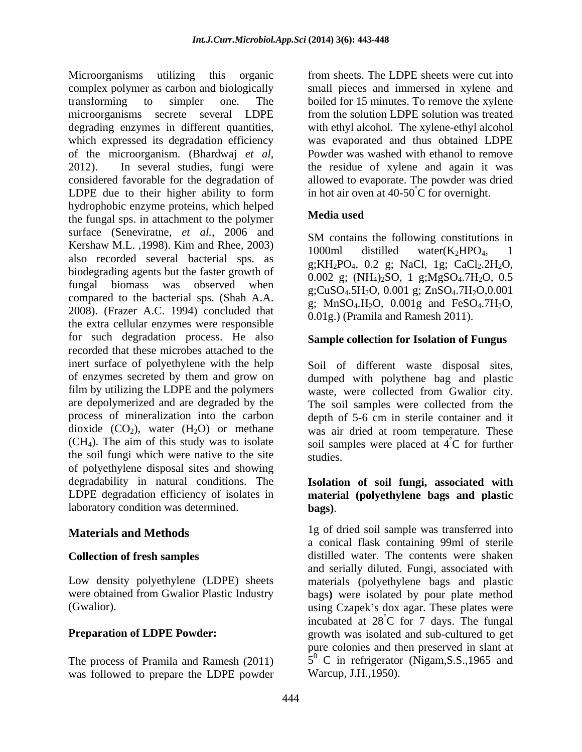Microorganisms utilizing this organic complex polymer as carbon and biologically transforming to simpler one. The microorganisms secrete several LDPE degrading enzymes in different quantities, which expressed its degradation efficiency of the microorganism. (Bhardwaj *et al*, 2012). In several studies, fungi were considered favorable for the degradation of LDPE due to their higher ability to form hydrophobic enzyme proteins, which helped the fungal sps. in attachment to the polymer surface (Seneviratne, *et al.,* 2006 and Kershaw M.L. ,1998). Kim and Rhee, 2003) also recorded several bacterial sps. as biodegrading agents but the faster growth of fungal biomass was observed when compared to the bacterial sps. (Shah A.A. 2008). (Frazer A.C. 1994) concluded that the extra cellular enzymes were responsible for such degradation process. He also recorded that these microbes attached to the inert surface of polyethylene with the help of enzymes secreted by them and grow on film by utilizing the LDPE and the polymers are depolymerized and are degraded by the process of mineralization into the carbon dioxide ($CO_2$), water ($H_2O$) or methane ($CH_4$). The aim of this study was to isolate the soil fungi which were native to the site of polyethylene disposal sites and showing degradability in natural conditions. The LDPE degradation efficiency of isolates in laboratory condition was determined.

## Materials and Methods

**Collection of fresh samples**

Low density polyethylene (LDPE) sheets were obtained from Gwalior Plastic Industry (Gwalior).

**Preparation of LDPE Powder:**

The process of Pramila and Ramesh (2011) was followed to prepare the LDPE powder from sheets. The LDPE sheets were cut into small pieces and immersed in xylene and boiled for 15 minutes. To remove the xylene from the solution LDPE solution was treated with ethyl alcohol. The xylene-ethyl alcohol was evaporated and thus obtained LDPE Powder was washed with ethanol to remove the residue of xylene and again it was allowed to evaporate. The powder was dried in hot air oven at 40-50°C for overnight.

**Media used**

SM contains the following constitutions in 1000ml distilled water($K_2HPO_4$, 1 g;$KH_2PO_4$, 0.2 g; NaCl, 1g; $CaCl_2.2H_2O$, 0.002 g; $(NH_4)_2SO$, 1 g;$MgSO_4.7H_2O$, 0.5 g;$CuSO_4.5H_2O$, 0.001 g; $ZnSO_4.7H_2O$,0.001 g; $MnSO_4.H_2O$, 0.001g and $FeSO_4.7H_2O$, 0.01g.) (Pramila and Ramesh 2011).

**Sample collection for Isolation of Fungus**

Soil of different waste disposal sites, dumped with polythene bag and plastic waste, were collected from Gwalior city. The soil samples were collected from the depth of 5-6 cm in sterile container and it was air dried at room temperature. These soil samples were placed at 4°C for further studies.

**Isolation of soil fungi, associated with material (polyethylene bags and plastic bags)**.

1g of dried soil sample was transferred into a conical flask containing 99ml of sterile distilled water. The contents were shaken and serially diluted. Fungi, associated with materials (polyethylene bags and plastic bags**)** were isolated by pour plate method using Czapek's dox agar. These plates were incubated at 28°C for 7 days. The fungal growth was isolated and sub-cultured to get pure colonies and then preserved in slant at $5^0$ C in refrigerator (Nigam,S.S.,1965 and Warcup, J.H.,1950).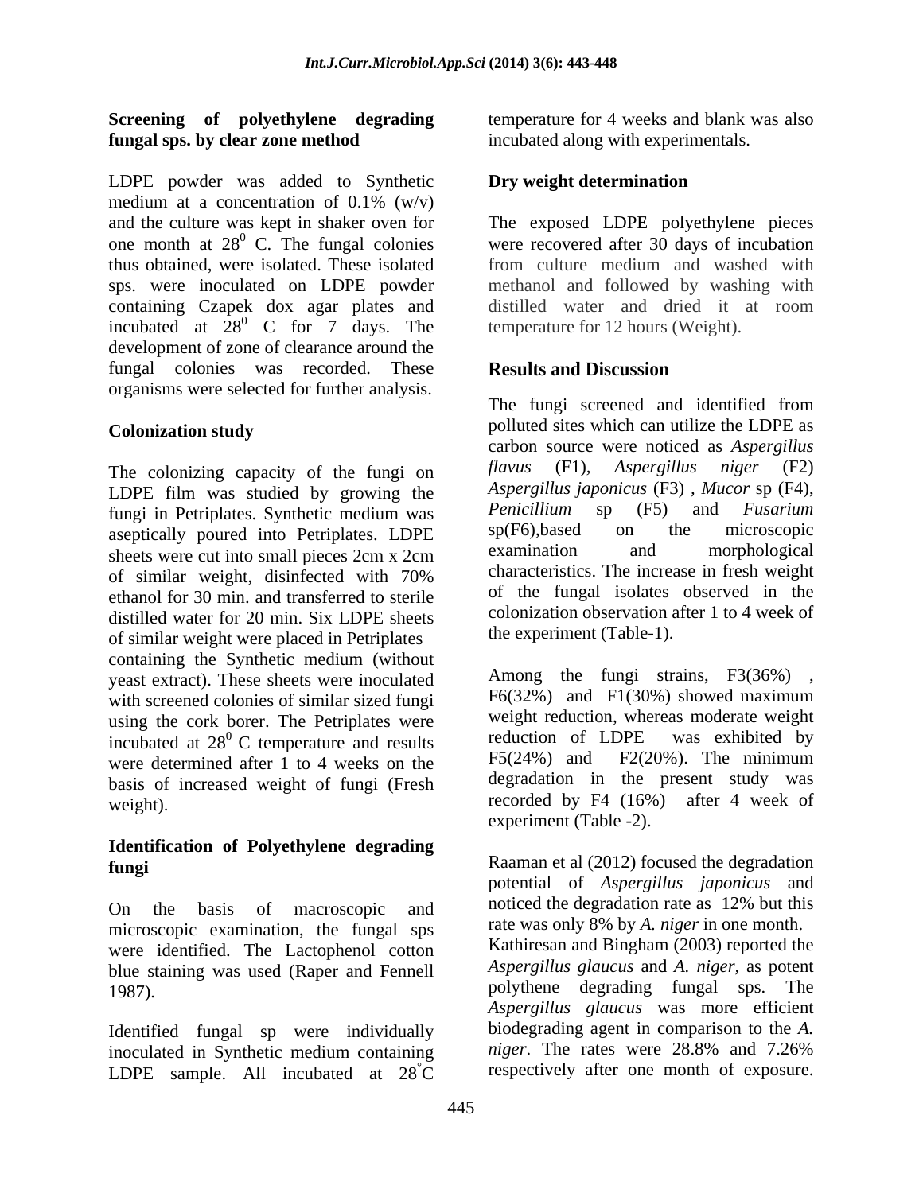**Screening of polyethylene degrading fungal sps. by clear zone method**

LDPE powder was added to Synthetic medium at a concentration of 0.1% (w/v) and the culture was kept in shaker oven for one month at $28^0$ C. The fungal colonies thus obtained, were isolated. These isolated sps. were inoculated on LDPE powder containing Czapek dox agar plates and incubated at $28^0$ C for 7 days. The development of zone of clearance around the fungal colonies was recorded. These organisms were selected for further analysis.

**Colonization study**

The colonizing capacity of the fungi on LDPE film was studied by growing the fungi in Petriplates. Synthetic medium was aseptically poured into Petriplates. LDPE sheets were cut into small pieces 2cm x 2cm of similar weight, disinfected with 70% ethanol for 30 min. and transferred to sterile distilled water for 20 min. Six LDPE sheets of similar weight were placed in Petriplates containing the Synthetic medium (without yeast extract). These sheets were inoculated with screened colonies of similar sized fungi using the cork borer. The Petriplates were incubated at $28^0$ C temperature and results were determined after 1 to 4 weeks on the basis of increased weight of fungi (Fresh weight).

**Identification of Polyethylene degrading fungi**

On the basis of macroscopic and microscopic examination, the fungal sps were identified. The Lactophenol cotton blue staining was used (Raper and Fennell 1987).

Identified fungal sp were individually inoculated in Synthetic medium containing LDPE sample. All incubated at $28^{\circ}$C temperature for 4 weeks and blank was also incubated along with experimentals.

**Dry weight determination**

The exposed LDPE polyethylene pieces were recovered after 30 days of incubation from culture medium and washed with methanol and followed by washing with distilled water and dried it at room temperature for 12 hours (Weight).

**Results and Discussion**

The fungi screened and identified from polluted sites which can utilize the LDPE as carbon source were noticed as *Aspergillus flavus* (F1), *Aspergillus niger* (F2) *Aspergillus japonicus* (F3) , *Mucor* sp (F4), *Penicillium* sp (F5) and *Fusarium* sp(F6),based on the microscopic examination and morphological characteristics. The increase in fresh weight of the fungal isolates observed in the colonization observation after 1 to 4 week of the experiment (Table-1).

Among the fungi strains, F3(36%) , F6(32%) and F1(30%) showed maximum weight reduction, whereas moderate weight reduction of LDPE was exhibited by F5(24%) and F2(20%). The minimum degradation in the present study was recorded by F4 (16%) after 4 week of experiment (Table -2).

Raaman et al (2012) focused the degradation potential of *Aspergillus japonicus* and noticed the degradation rate as 12% but this rate was only 8% by *A. niger* in one month. Kathiresan and Bingham (2003) reported the *Aspergillus glaucus* and *A. niger*, as potent polythene degrading fungal sps. The *Aspergillus glaucus* was more efficient biodegrading agent in comparison to the *A. niger*. The rates were 28.8% and 7.26% respectively after one month of exposure.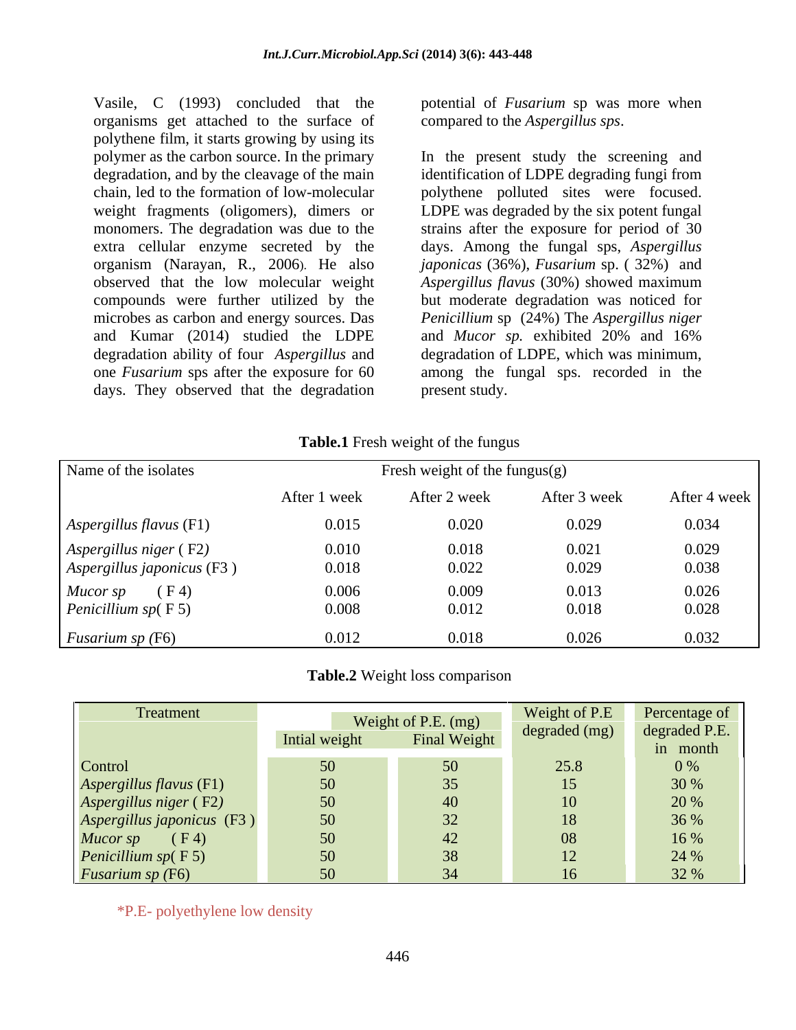Vasile, C (1993) concluded that the organisms get attached to the surface of polythene film, it starts growing by using its polymer as the carbon source. In the primary degradation, and by the cleavage of the main chain, led to the formation of low-molecular weight fragments (oligomers), dimers or monomers. The degradation was due to the extra cellular enzyme secreted by the organism (Narayan, R., 2006). He also observed that the low molecular weight compounds were further utilized by the microbes as carbon and energy sources. Das and Kumar (2014) studied the LDPE degradation ability of four *Aspergillus* and one *Fusarium* sps after the exposure for 60 days. They observed that the degradation potential of *Fusarium* sp was more when compared to the *Aspergillus sps*.

In the present study the screening and identification of LDPE degrading fungi from polythene polluted sites were focused. LDPE was degraded by the six potent fungal strains after the exposure for period of 30 days. Among the fungal sps, *Aspergillus japonicas* (36%), *Fusarium* sp. ( 32%) and *Aspergillus flavus* (30%) showed maximum but moderate degradation was noticed for *Penicillium* sp (24%) The *Aspergillus niger* and *Mucor sp.* exhibited 20% and 16% degradation of LDPE, which was minimum, among the fungal sps. recorded in the present study.

**Table.1** Fresh weight of the fungus

| Name of the isolates | Fresh weight of the fungus(g) | | | |
|---|---|---|---|---|
| | After 1 week | After 2 week | After 3 week | After 4 week |
| *Aspergillus flavus* (F1) | 0.015 | 0.020 | 0.029 | 0.034 |
| *Aspergillus niger* ( F2) | 0.010 | 0.018 | 0.021 | 0.029 |
| *Aspergillus japonicus* (F3 ) | 0.018 | 0.022 | 0.029 | 0.038 |
| *Mucor sp* ( F 4) | 0.006 | 0.009 | 0.013 | 0.026 |
| *Penicillium sp*( F 5) | 0.008 | 0.012 | 0.018 | 0.028 |
| *Fusarium sp* (F6) | 0.012 | 0.018 | 0.026 | 0.032 |

**Table.2** Weight loss comparison

| Treatment | Weight of P.E. (mg) | | Weight of P.E degraded (mg) | Percentage of degraded P.E. in month |
|---|---|---|---|---|
| | Intial weight | Final Weight | | |
| Control | 50 | 50 | 25.8 | 0 % |
| *Aspergillus flavus* (F1) | 50 | 35 | 15 | 30 % |
| *Aspergillus niger* ( F2) | 50 | 40 | 10 | 20 % |
| *Aspergillus japonicus* (F3 ) | 50 | 32 | 18 | 36 % |
| *Mucor sp* ( F 4) | 50 | 42 | 08 | 16 % |
| *Penicillium sp*( F 5) | 50 | 38 | 12 | 24 % |
| *Fusarium sp* (F6) | 50 | 34 | 16 | 32 % |

*P.E- polyethylene low density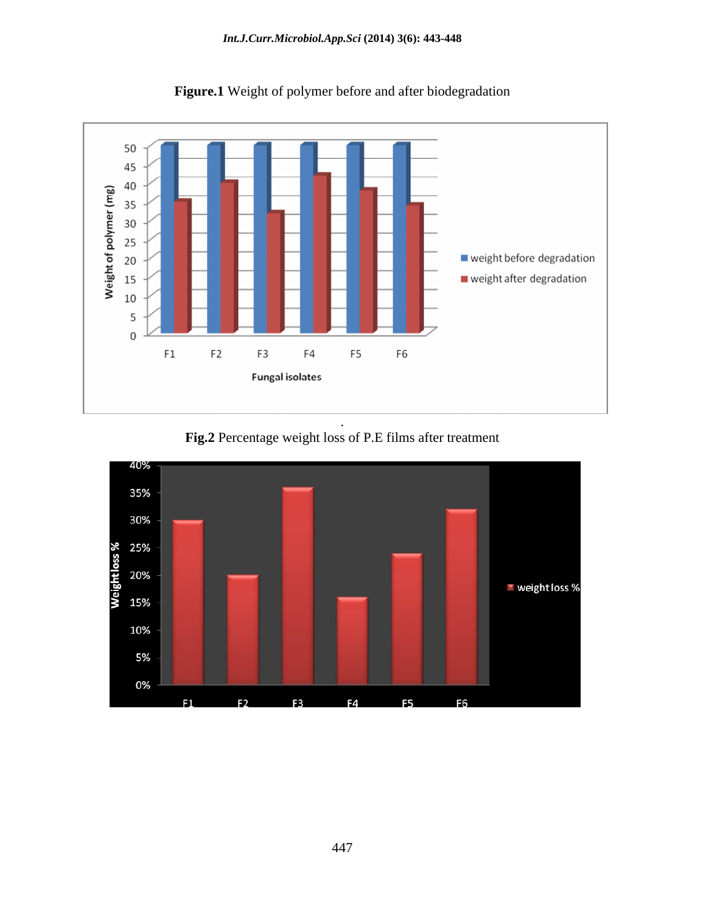**Figure.1** Weight of polymer before and after biodegradation

**Fig.2** Percentage weight loss of P.E films after treatment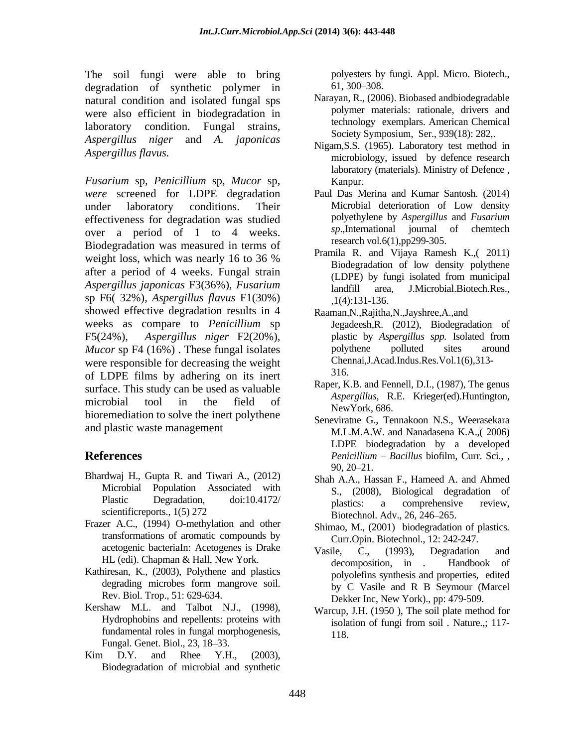The soil fungi were able to bring degradation of synthetic polymer in natural condition and isolated fungal sps were also efficient in biodegradation in laboratory condition. Fungal strains, *Aspergillus niger* and *A. japonicas Aspergillus flavus.*

*Fusarium* sp, *Penicillium* sp, *Mucor* sp, *were* screened for LDPE degradation under laboratory conditions. Their effectiveness for degradation was studied over a period of 1 to 4 weeks. Biodegradation was measured in terms of weight loss, which was nearly 16 to 36 % after a period of 4 weeks. Fungal strain *Aspergillus japonicas* F3(36%), *Fusarium* sp F6( 32%), *Aspergillus flavus* F1(30%) showed effective degradation results in 4 weeks as compare to *Penicillium* sp F5(24%), *Aspergillus niger* F2(20%), *Mucor* sp F4 (16%) . These fungal isolates were responsible for decreasing the weight of LDPE films by adhering on its inert surface. This study can be used as valuable microbial tool in the field of bioremediation to solve the inert polythene and plastic waste management

## References

Bhardwaj H., Gupta R. and Tiwari A., (2012) Microbial Population Associated with Plastic Degradation, doi:10.4172/ scientificreports., 1(5) 272

Frazer A.C., (1994) O-methylation and other transformations of aromatic compounds by acetogenic bacteriaIn: Acetogenes is Drake HL (edi). Chapman & Hall, New York.

Kathiresan, K., (2003), Polythene and plastics degrading microbes form mangrove soil. Rev. Biol. Trop., 51: 629-634.

Kershaw M.L. and Talbot N.J., (1998), Hydrophobins and repellents: proteins with fundamental roles in fungal morphogenesis, Fungal. Genet. Biol., 23, 18–33.

Kim D.Y. and Rhee Y.H., (2003), Biodegradation of microbial and synthetic polyesters by fungi. Appl. Micro. Biotech., 61, 300–308.

Narayan, R., (2006). Biobased andbiodegradable polymer materials: rationale, drivers and technology exemplars. American Chemical Society Symposium, Ser., 939(18): 282,.

Nigam,S.S. (1965). Laboratory test method in microbiology, issued by defence research laboratory (materials). Ministry of Defence , Kanpur.

Paul Das Merina and Kumar Santosh. (2014) Microbial deterioration of Low density polyethylene by *Aspergillus* and *Fusarium sp*.,International journal of chemtech research vol.6(1),pp299-305.

Pramila R. and Vijaya Ramesh K.,( 2011) Biodegradation of low density polythene (LDPE) by fungi isolated from municipal landfill area, J.Microbial.Biotech.Res., ,1(4):131-136.

Raaman,N.,Rajitha,N.,Jayshree,A.,and Jegadeesh,R. (2012), Biodegradation of plastic by *Aspergillus spp.* Isolated from polythene polluted sites around Chennai,J.Acad.Indus.Res.Vol.1(6),313-316.

Raper, K.B. and Fennell, D.I., (1987), The genus *Aspergillus*, R.E. Krieger(ed).Huntington, NewYork, 686.

Seneviratne G., Tennakoon N.S., Weerasekara M.L.M.A.W. and Nanadasena K.A.,( 2006) LDPE biodegradation by a developed *Penicillium* – *Bacillus* biofilm, Curr. Sci., , 90, 20–21.

Shah A.A., Hassan F., Hameed A. and Ahmed S., (2008), Biological degradation of plastics: a comprehensive review, Biotechnol. Adv., 26, 246–265.

Shimao, M., (2001) biodegradation of plastics. Curr.Opin. Biotechnol., 12: 242-247.

Vasile, C., (1993), Degradation and decomposition, in . Handbook of polyolefins synthesis and properties, edited by C Vasile and R B Seymour (Marcel Dekker Inc, New York)., pp: 479-509.

Warcup, J.H. (1950 ), The soil plate method for isolation of fungi from soil . Nature.,; 117-118.